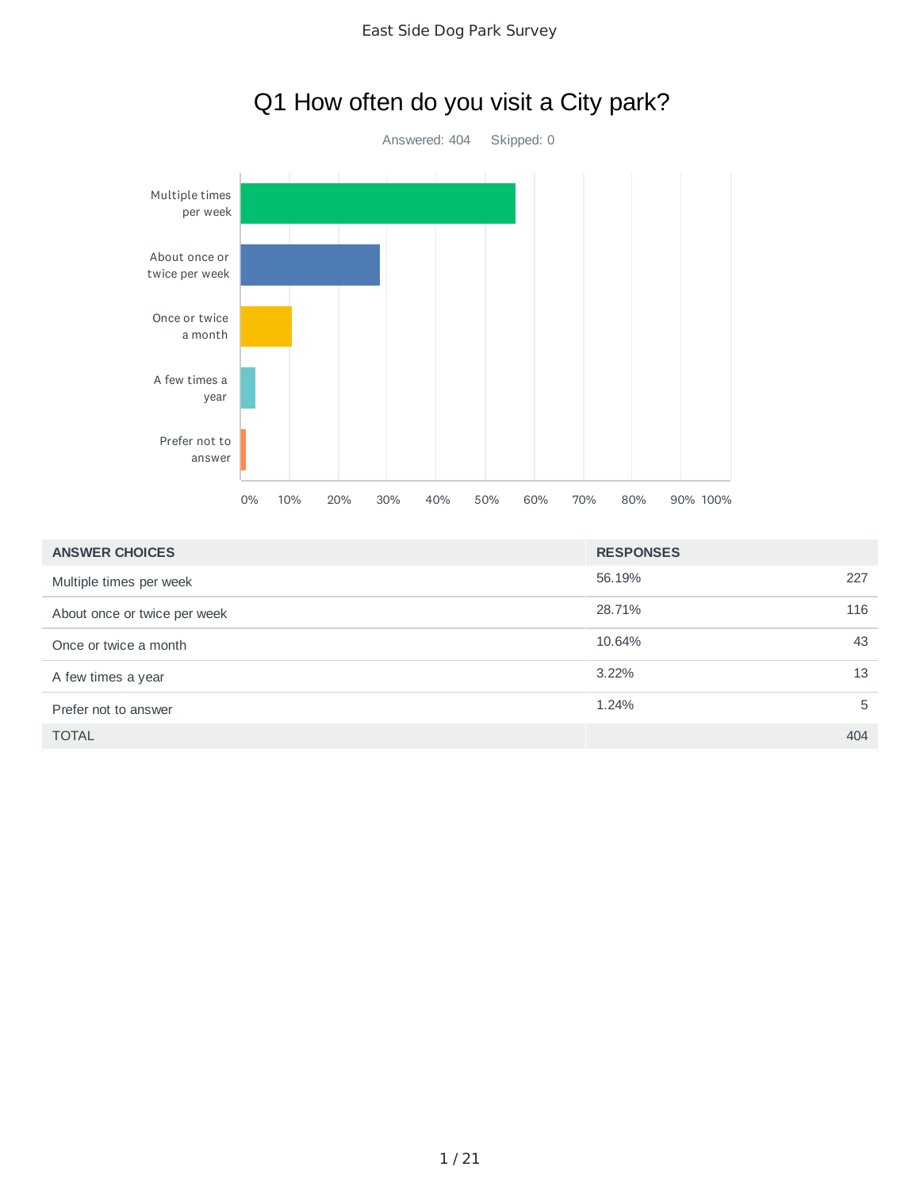East Side Dog Park Survey

# Q1 How often do you visit a City park?

Answered: 404    Skipped: 0

| ANSWER CHOICES | RESPONSES | |
|---|---|---|
| Multiple times per week | 56.19% | 227 |
| About once or twice per week | 28.71% | 116 |
| Once or twice a month | 10.64% | 43 |
| A few times a year | 3.22% | 13 |
| Prefer not to answer | 1.24% | 5 |
| TOTAL | | 404 |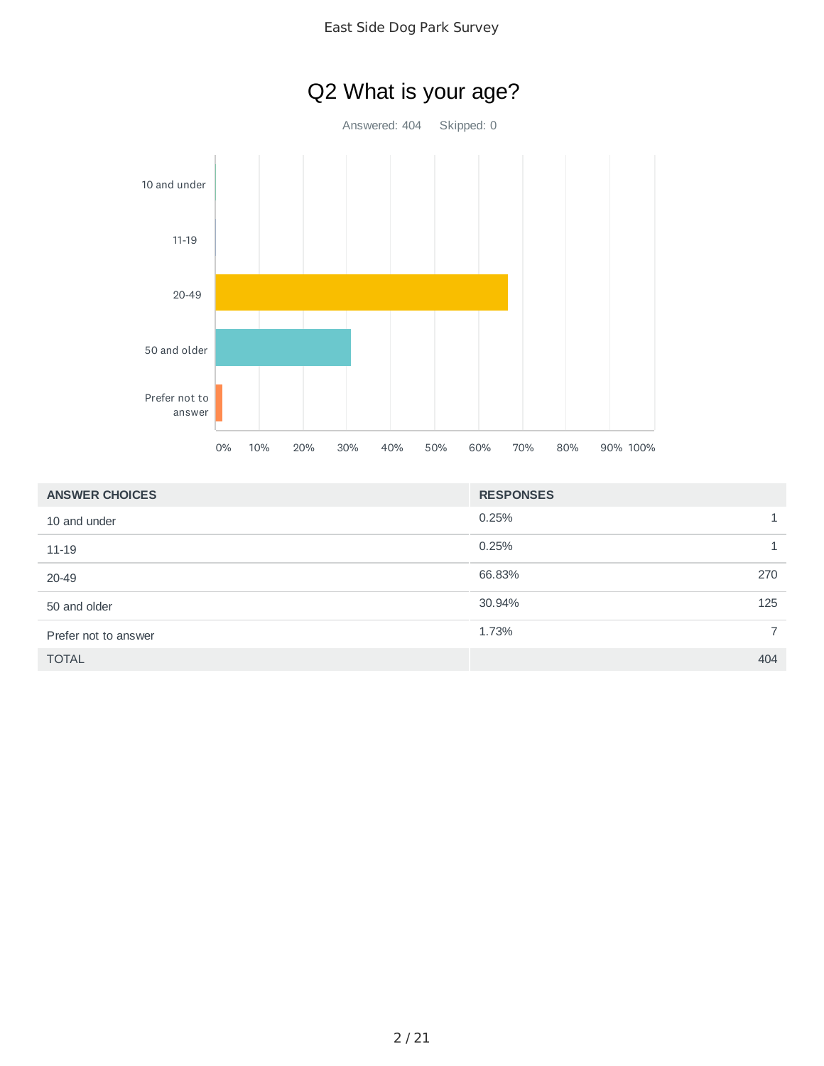# Q2 What is your age?

Answered: 404    Skipped: 0

| ANSWER CHOICES | RESPONSES | |
|---|---|---|
| 10 and under | 0.25% | 1 |
| 11-19 | 0.25% | 1 |
| 20-49 | 66.83% | 270 |
| 50 and older | 30.94% | 125 |
| Prefer not to answer | 1.73% | 7 |
| TOTAL | | 404 |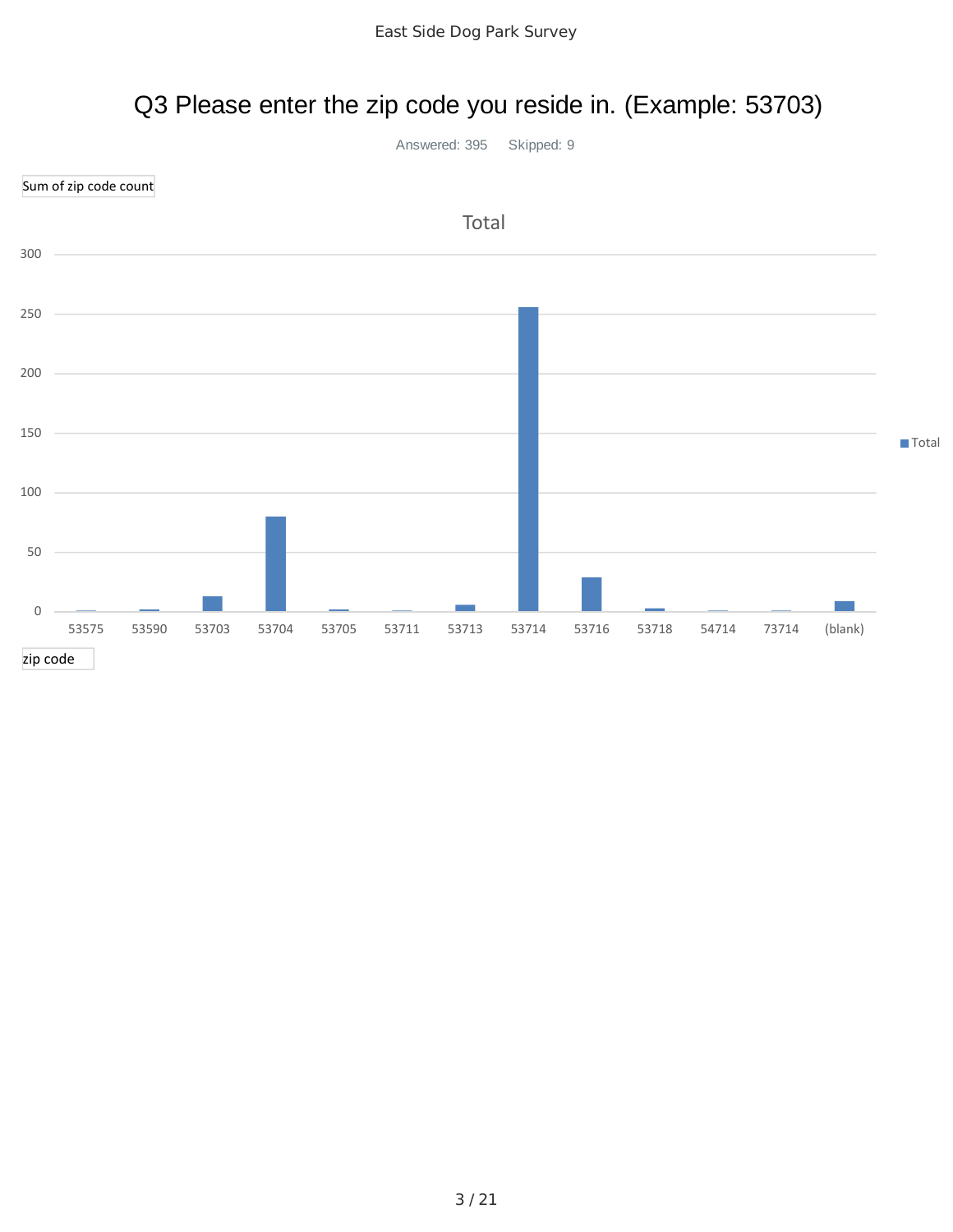# Q3 Please enter the zip code you reside in. (Example: 53703)

Answered: 395 Skipped: 9

Sum of zip code count

Total

300
250
200
150
100
50
0

53575 53590 53703 53704 53705 53711 53713 53714 53716 53718 54714 73714 (blank)

Total

zip code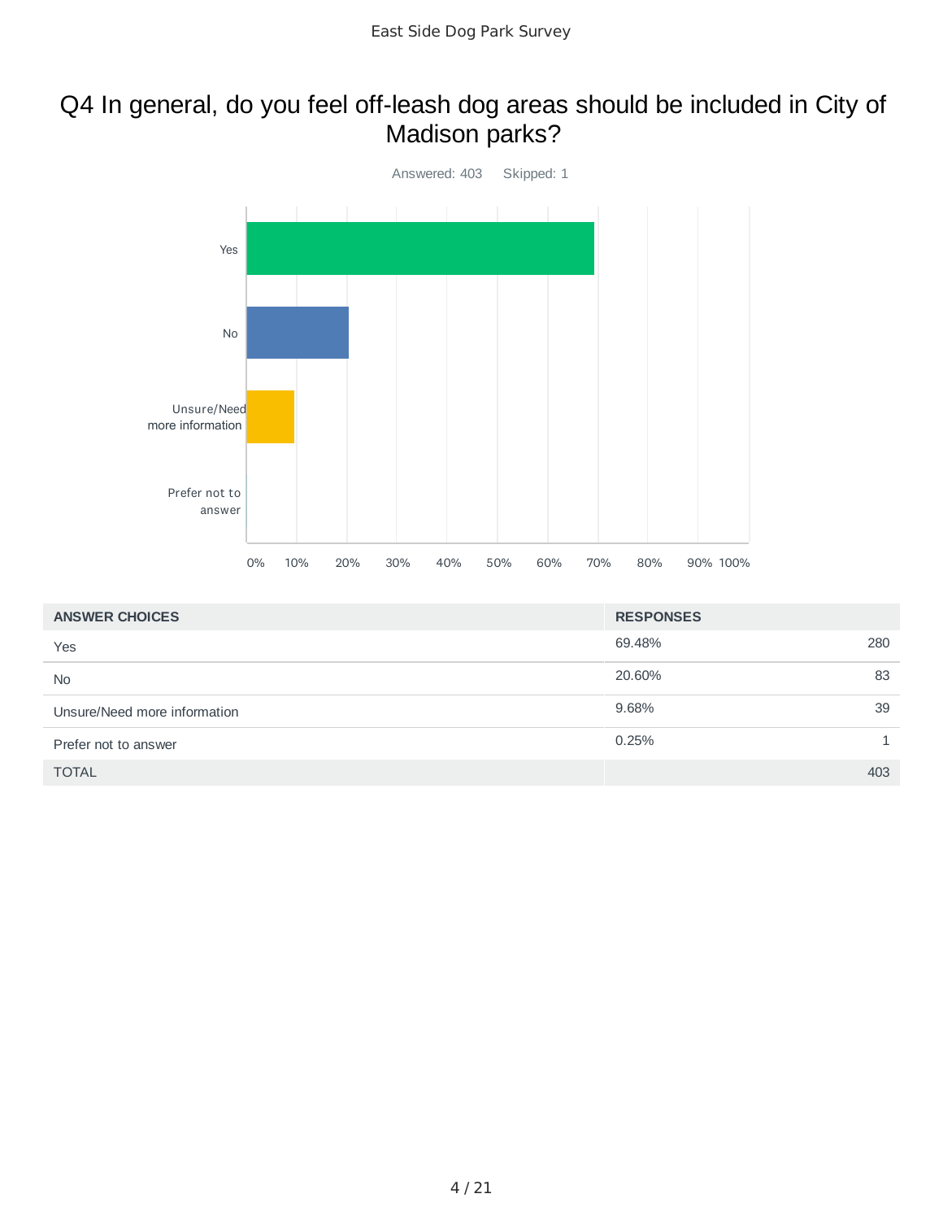# Q4 In general, do you feel off-leash dog areas should be included in City of Madison parks?

Answered: 403 Skipped: 1

| ANSWER CHOICES | RESPONSES | |
|---|---|---|
| Yes | 69.48% | 280 |
| No | 20.60% | 83 |
| Unsure/Need more information | 9.68% | 39 |
| Prefer not to answer | 0.25% | 1 |
| TOTAL | | 403 |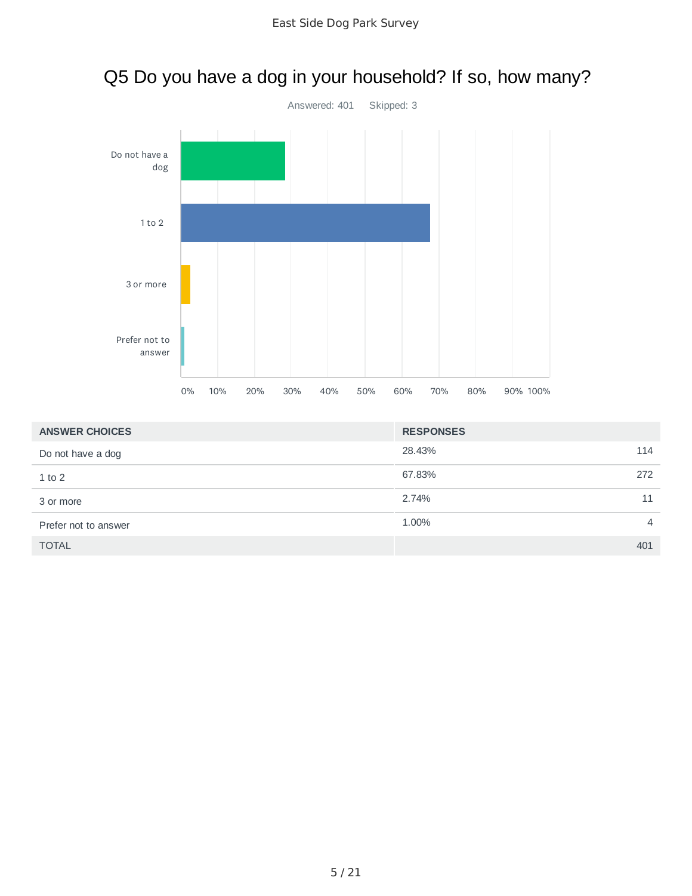# Q5 Do you have a dog in your household? If so, how many?

Answered: 401 Skipped: 3

| ANSWER CHOICES | RESPONSES | |
|---|---|---|
| Do not have a dog | 28.43% | 114 |
| 1 to 2 | 67.83% | 272 |
| 3 or more | 2.74% | 11 |
| Prefer not to answer | 1.00% | 4 |
| TOTAL | | 401 |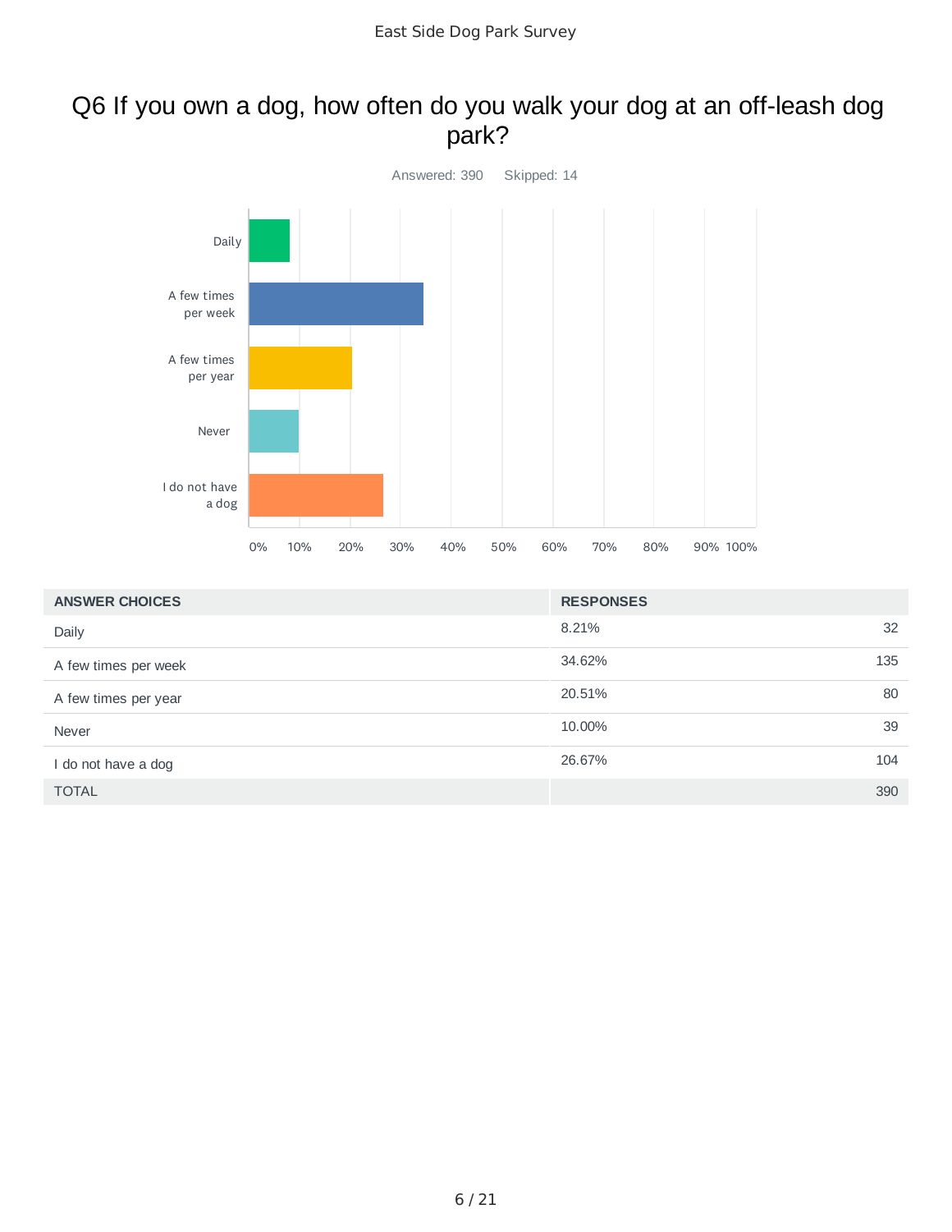# Q6 If you own a dog, how often do you walk your dog at an off-leash dog park?

Answered: 390 Skipped: 14

| ANSWER CHOICES | RESPONSES | |
|---|---|---|
| Daily | 8.21% | 32 |
| A few times per week | 34.62% | 135 |
| A few times per year | 20.51% | 80 |
| Never | 10.00% | 39 |
| I do not have a dog | 26.67% | 104 |
| TOTAL | | 390 |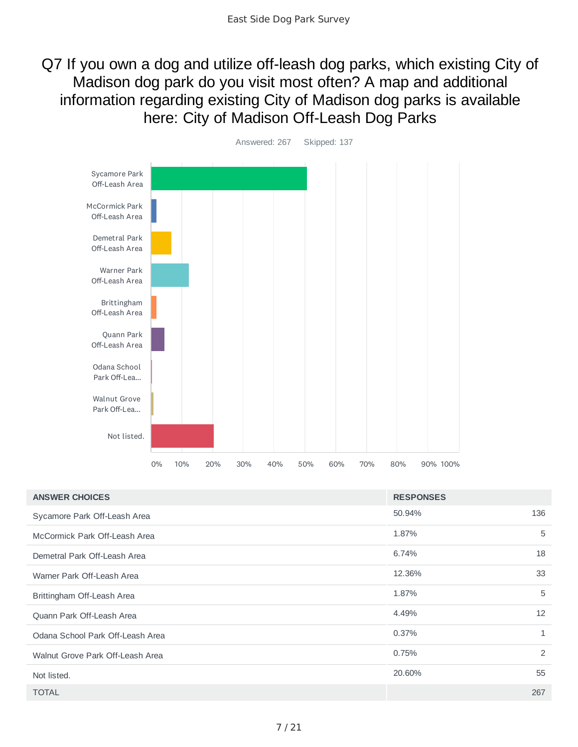# Q7 If you own a dog and utilize off-leash dog parks, which existing City of Madison dog park do you visit most often? A map and additional information regarding existing City of Madison dog parks is available here: City of Madison Off-Leash Dog Parks

Answered: 267  Skipped: 137

| ANSWER CHOICES | RESPONSES | |
|---|---|---|
| Sycamore Park Off-Leash Area | 50.94% | 136 |
| McCormick Park Off-Leash Area | 1.87% | 5 |
| Demetral Park Off-Leash Area | 6.74% | 18 |
| Warner Park Off-Leash Area | 12.36% | 33 |
| Brittingham Off-Leash Area | 1.87% | 5 |
| Quann Park Off-Leash Area | 4.49% | 12 |
| Odana School Park Off-Leash Area | 0.37% | 1 |
| Walnut Grove Park Off-Leash Area | 0.75% | 2 |
| Not listed. | 20.60% | 55 |
| TOTAL | | 267 |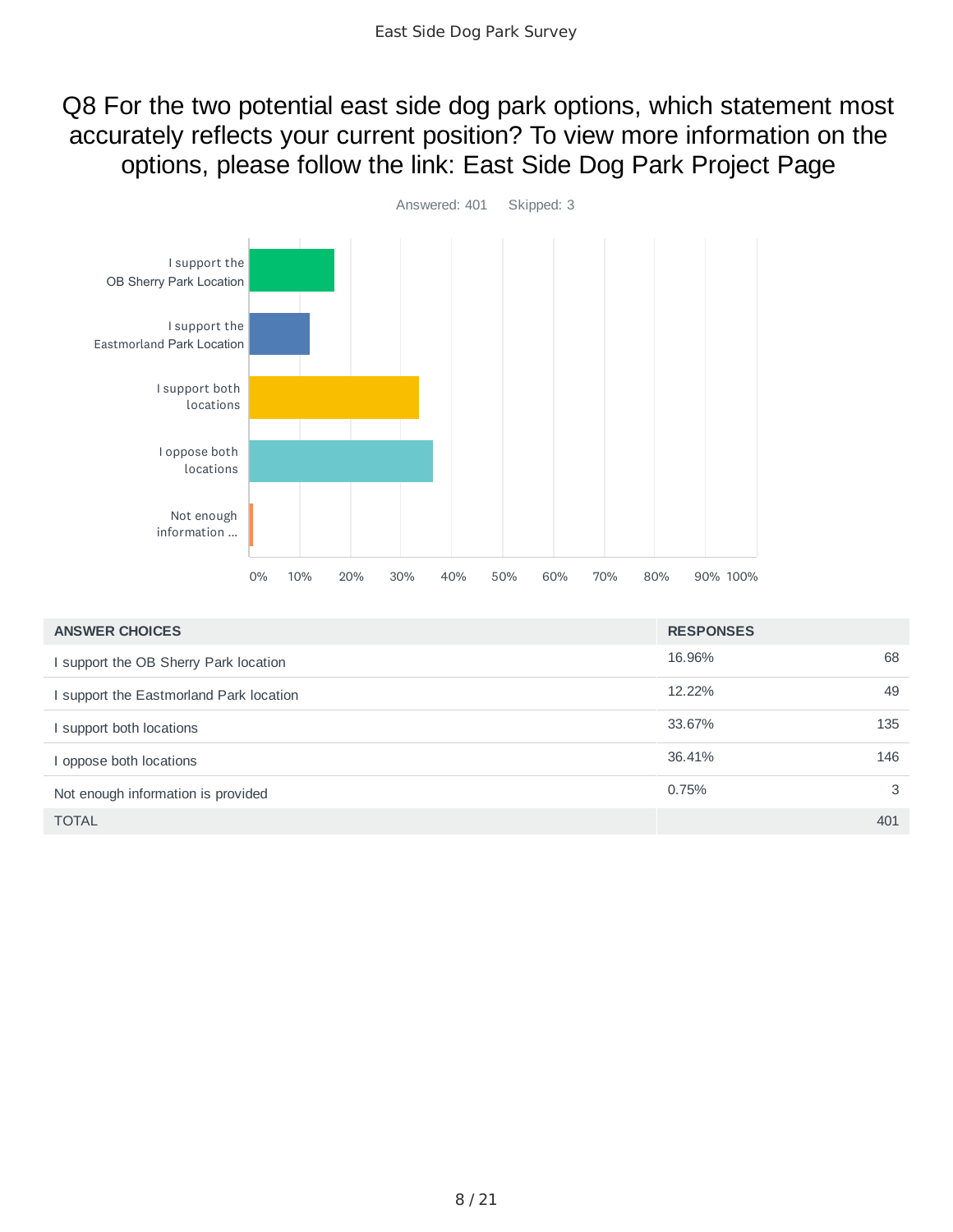## Q8 For the two potential east side dog park options, which statement most accurately reflects your current position? To view more information on the options, please follow the link: East Side Dog Park Project Page

Answered: 401 Skipped: 3

| ANSWER CHOICES | RESPONSES | |
|---|---|---|
| I support the OB Sherry Park location | 16.96% | 68 |
| I support the Eastmorland Park location | 12.22% | 49 |
| I support both locations | 33.67% | 135 |
| I oppose both locations | 36.41% | 146 |
| Not enough information is provided | 0.75% | 3 |
| TOTAL | | 401 |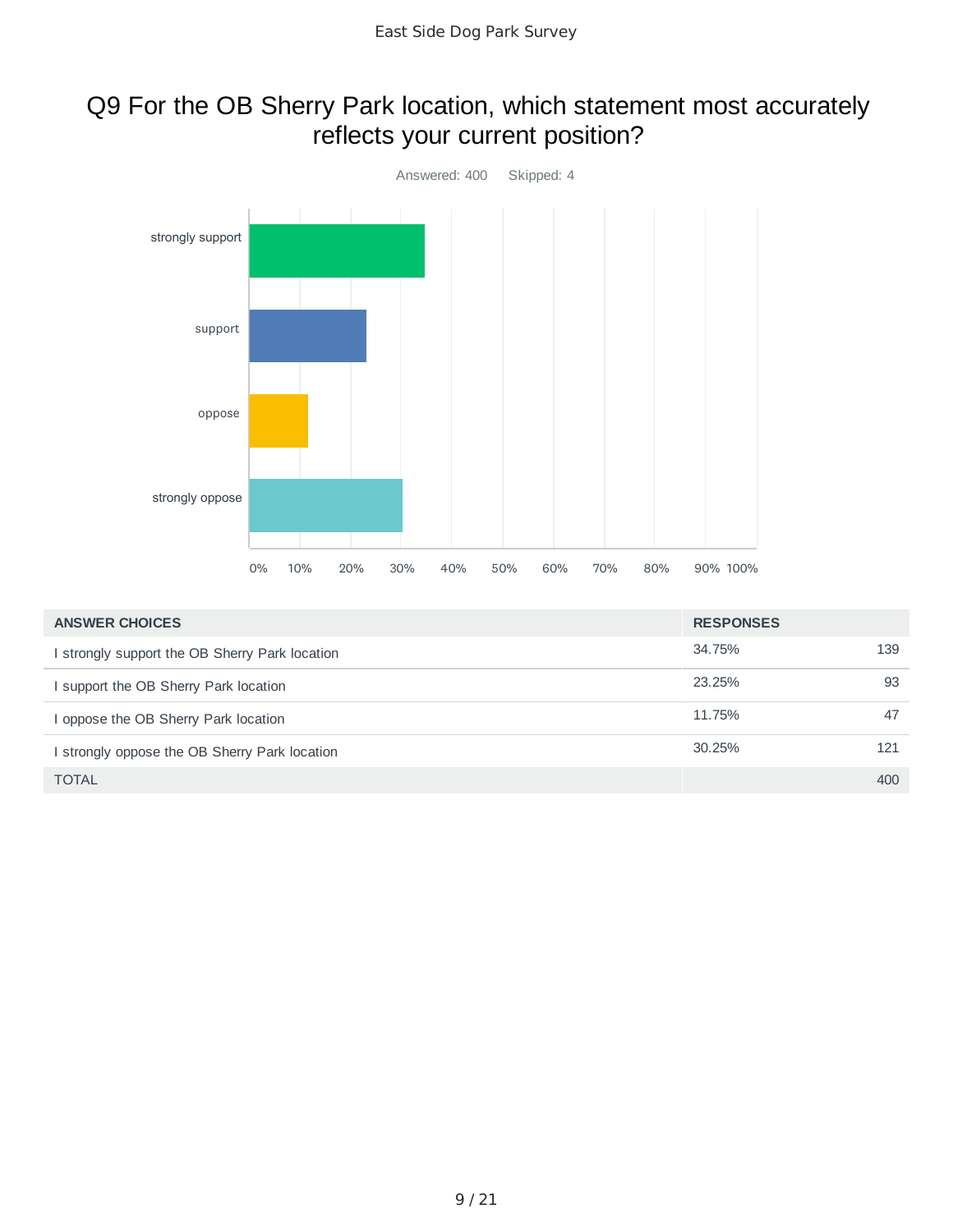# Q9 For the OB Sherry Park location, which statement most accurately reflects your current position?

Answered: 400 Skipped: 4

| ANSWER CHOICES | RESPONSES | |
|---|---|---|
| I strongly support the OB Sherry Park location | 34.75% | 139 |
| I support the OB Sherry Park location | 23.25% | 93 |
| I oppose the OB Sherry Park location | 11.75% | 47 |
| I strongly oppose the OB Sherry Park location | 30.25% | 121 |
| TOTAL | | 400 |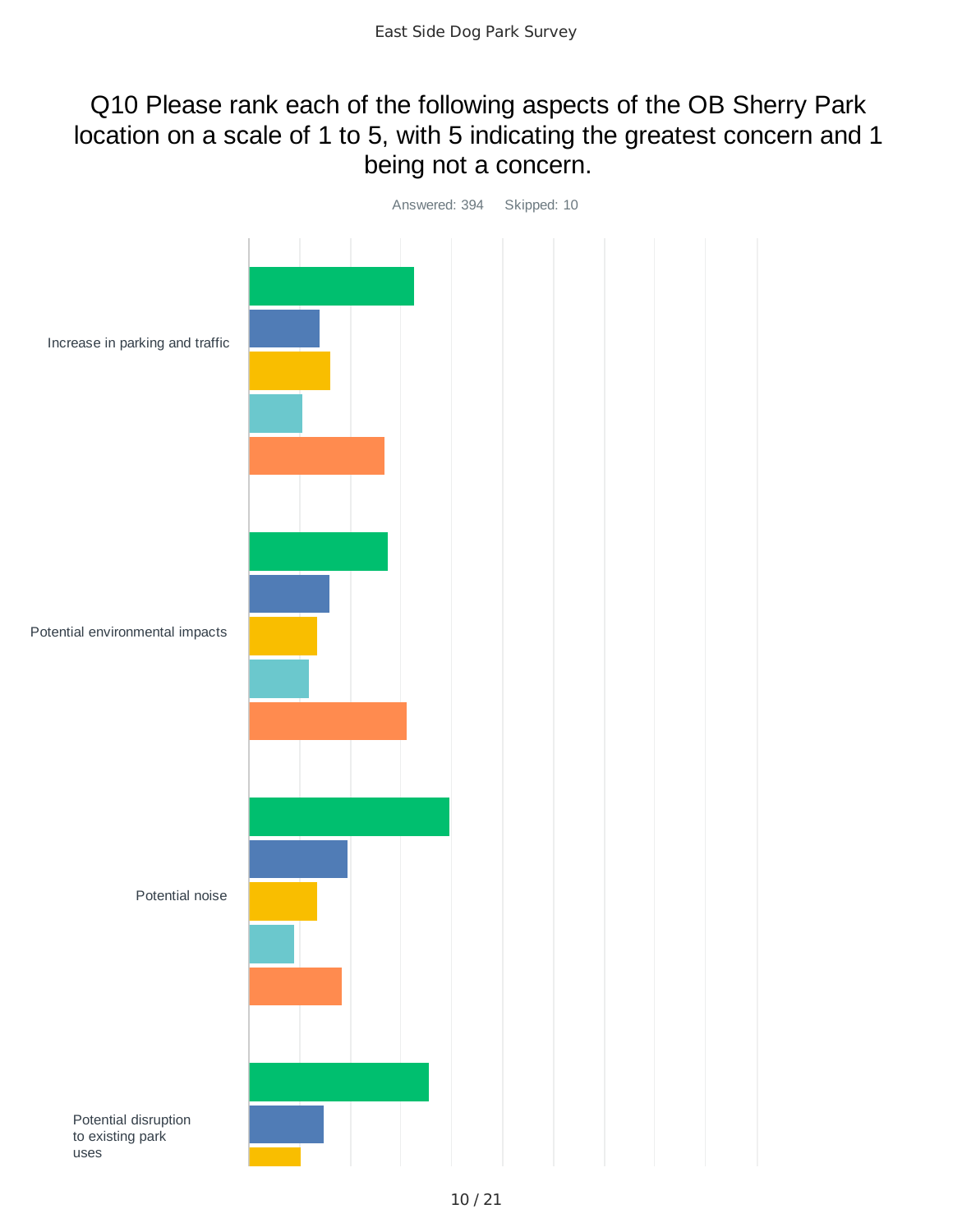# Q10 Please rank each of the following aspects of the OB Sherry Park location on a scale of 1 to 5, with 5 indicating the greatest concern and 1 being not a concern.

Answered: 394 Skipped: 10

Increase in parking and traffic

Potential environmental impacts

Potential noise

Potential disruption to existing park uses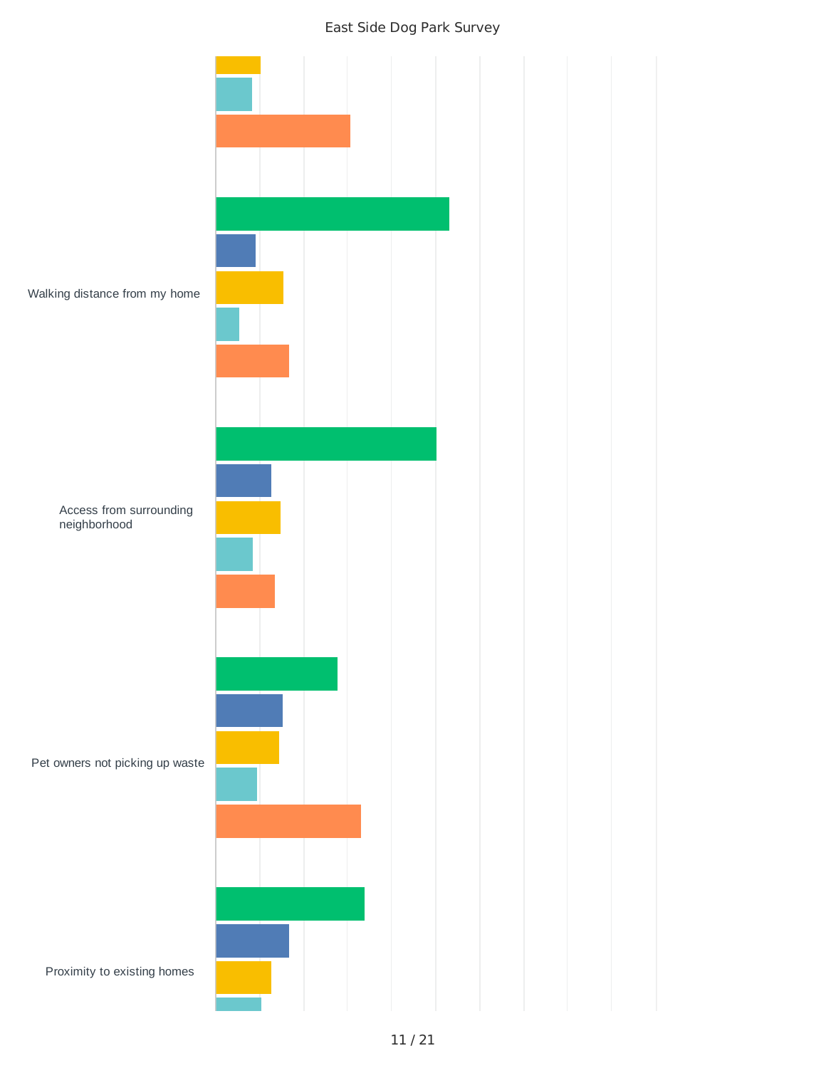East Side Dog Park Survey

Walking distance from my home

Access from surrounding neighborhood

Pet owners not picking up waste

Proximity to existing homes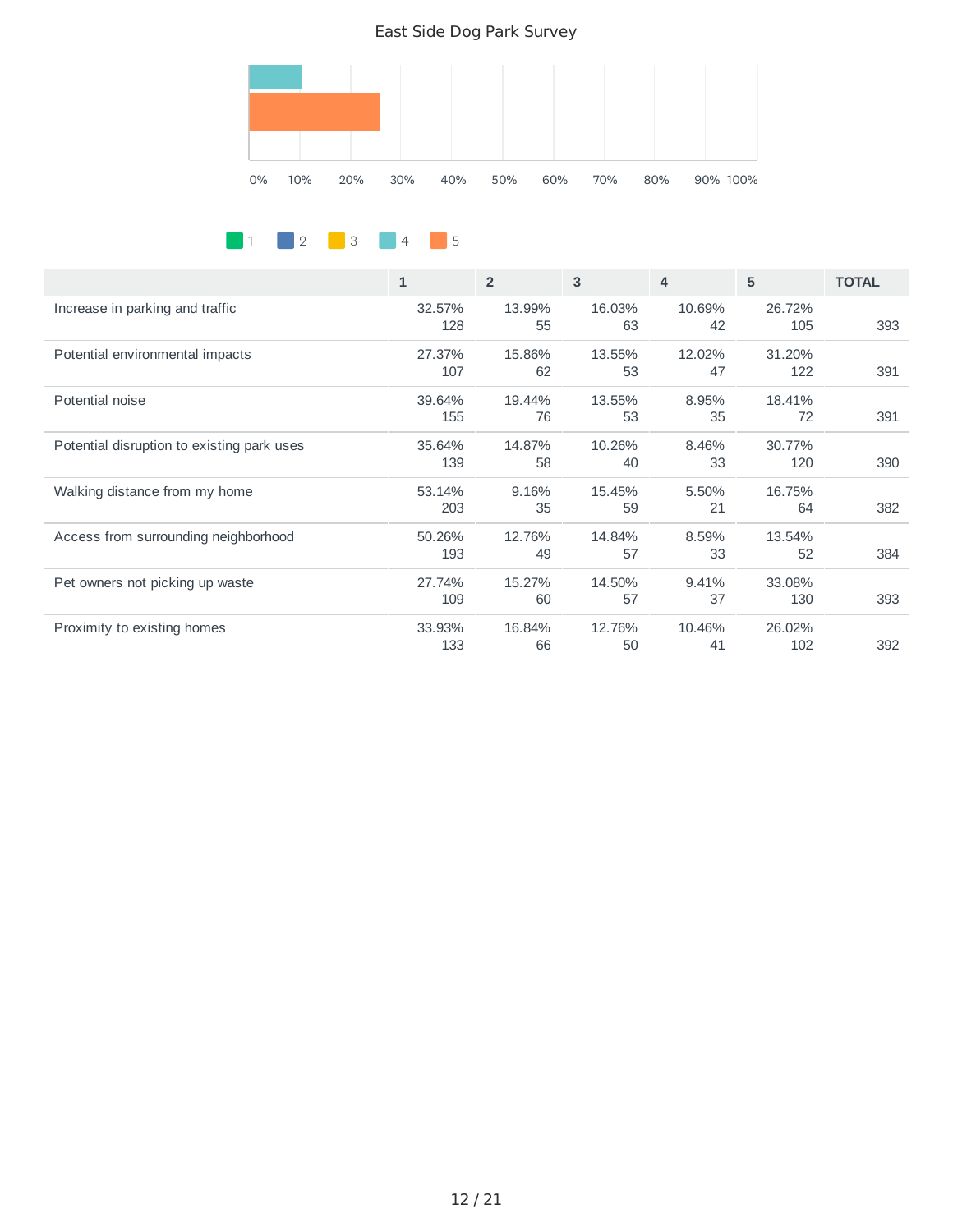East Side Dog Park Survey

0% 10% 20% 30% 40% 50% 60% 70% 80% 90% 100%

1 2 3 4 5

| | 1 | 2 | 3 | 4 | 5 | TOTAL |
|---|---|---|---|---|---|---|
| Increase in parking and traffic | 32.57%<br>128 | 13.99%<br>55 | 16.03%<br>63 | 10.69%<br>42 | 26.72%<br>105 | 393 |
| Potential environmental impacts | 27.37%<br>107 | 15.86%<br>62 | 13.55%<br>53 | 12.02%<br>47 | 31.20%<br>122 | 391 |
| Potential noise | 39.64%<br>155 | 19.44%<br>76 | 13.55%<br>53 | 8.95%<br>35 | 18.41%<br>72 | 391 |
| Potential disruption to existing park uses | 35.64%<br>139 | 14.87%<br>58 | 10.26%<br>40 | 8.46%<br>33 | 30.77%<br>120 | 390 |
| Walking distance from my home | 53.14%<br>203 | 9.16%<br>35 | 15.45%<br>59 | 5.50%<br>21 | 16.75%<br>64 | 382 |
| Access from surrounding neighborhood | 50.26%<br>193 | 12.76%<br>49 | 14.84%<br>57 | 8.59%<br>33 | 13.54%<br>52 | 384 |
| Pet owners not picking up waste | 27.74%<br>109 | 15.27%<br>60 | 14.50%<br>57 | 9.41%<br>37 | 33.08%<br>130 | 393 |
| Proximity to existing homes | 33.93%<br>133 | 16.84%<br>66 | 12.76%<br>50 | 10.46%<br>41 | 26.02%<br>102 | 392 |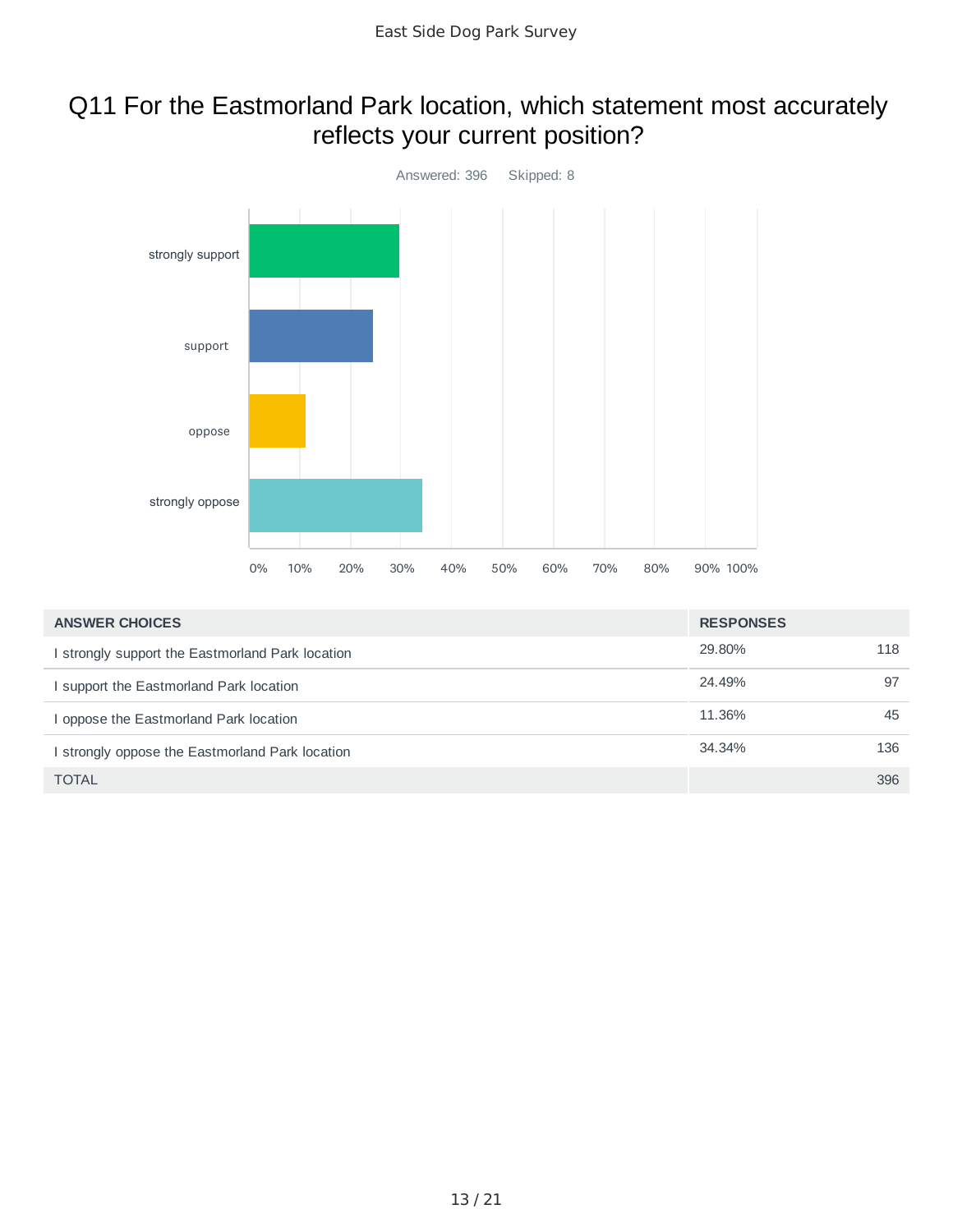# Q11 For the Eastmorland Park location, which statement most accurately reflects your current position?

Answered: 396 Skipped: 8

| ANSWER CHOICES | RESPONSES | |
|---|---|---|
| I strongly support the Eastmorland Park location | 29.80% | 118 |
| I support the Eastmorland Park location | 24.49% | 97 |
| I oppose the Eastmorland Park location | 11.36% | 45 |
| I strongly oppose the Eastmorland Park location | 34.34% | 136 |
| TOTAL | | 396 |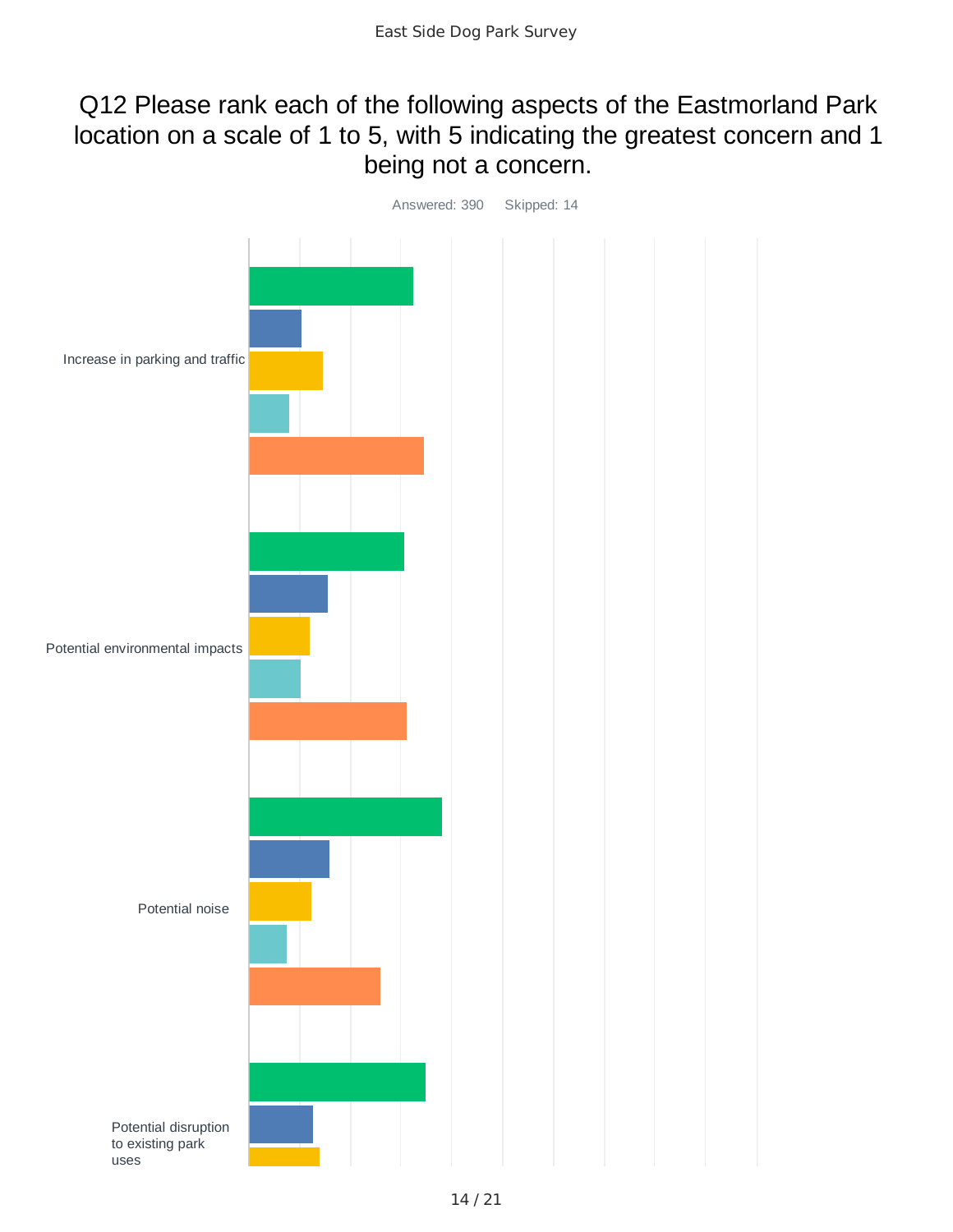# Q12 Please rank each of the following aspects of the Eastmorland Park location on a scale of 1 to 5, with 5 indicating the greatest concern and 1 being not a concern.

Answered: 390 Skipped: 14

Increase in parking and traffic

Potential environmental impacts

Potential noise

Potential disruption to existing park uses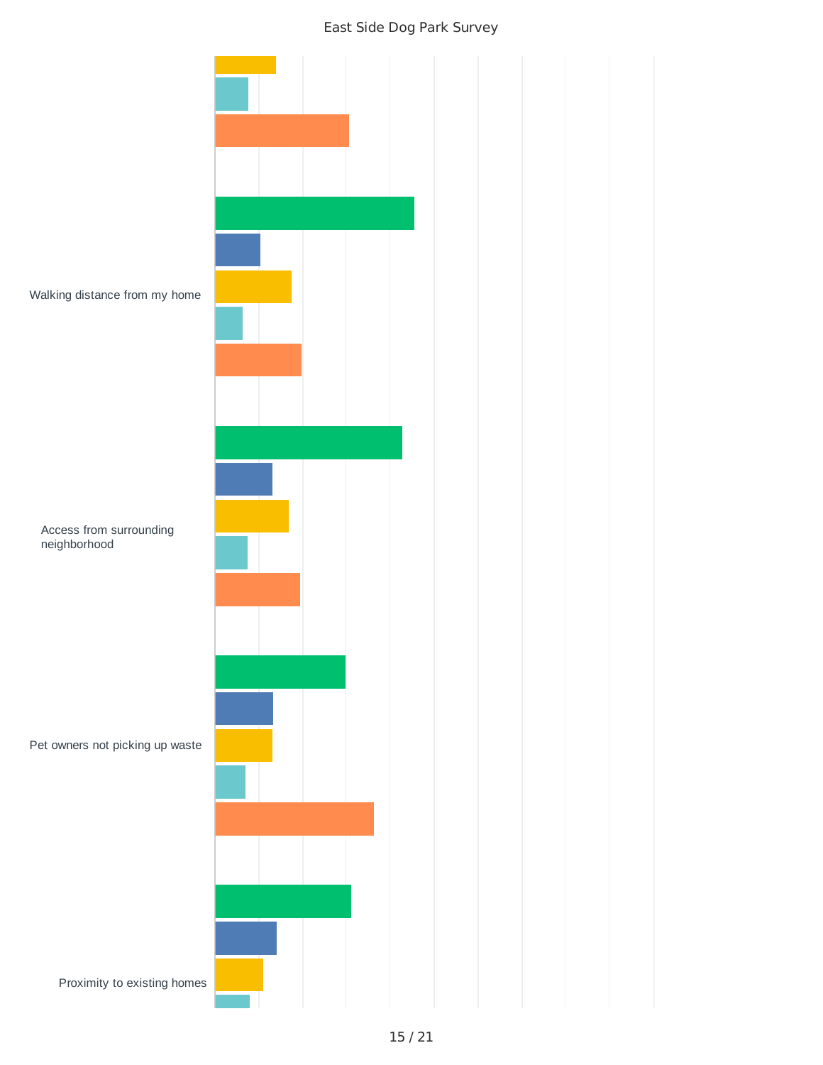East Side Dog Park Survey

Walking distance from my home

Access from surrounding neighborhood

Pet owners not picking up waste

Proximity to existing homes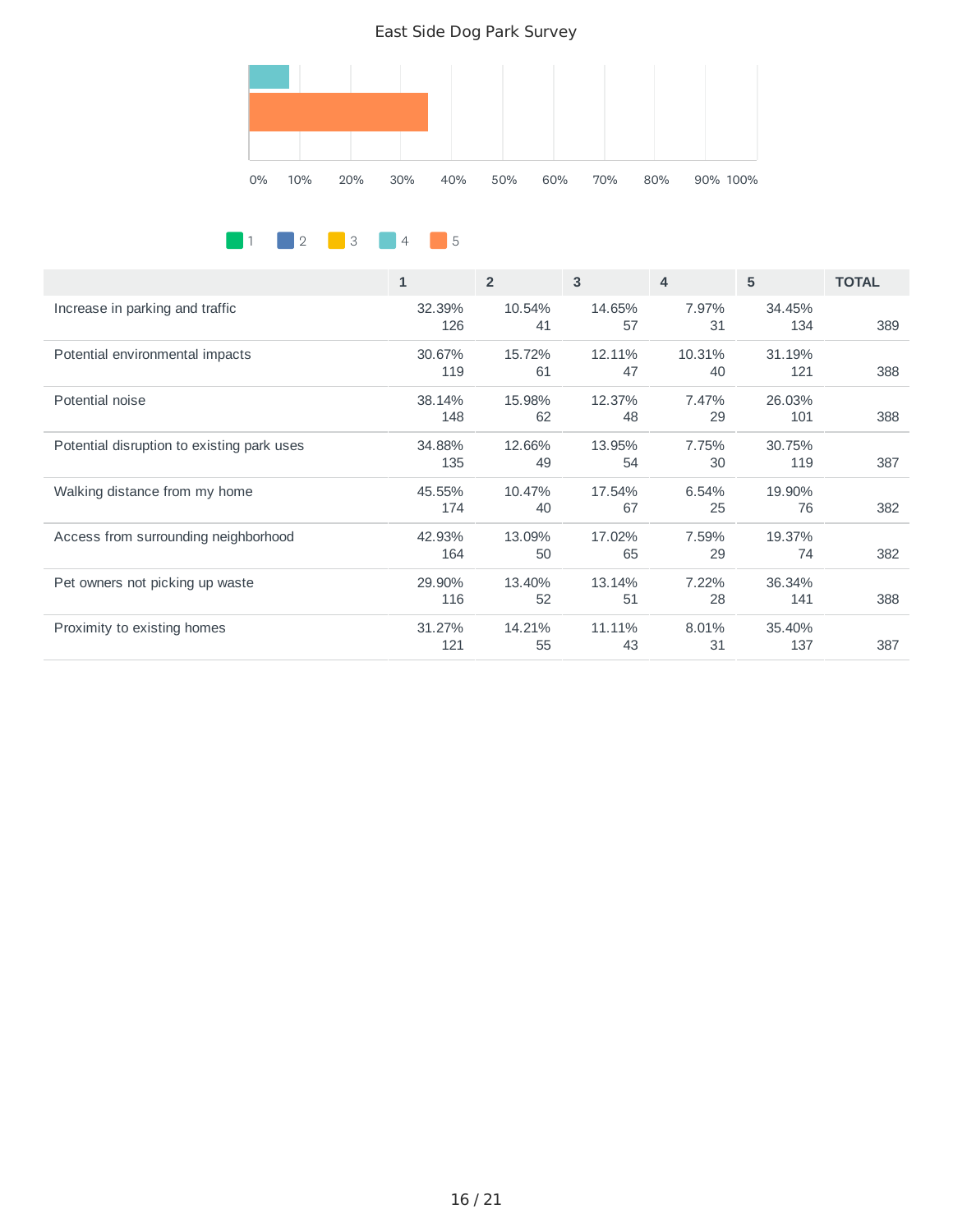East Side Dog Park Survey

0% 10% 20% 30% 40% 50% 60% 70% 80% 90% 100%

1 2 3 4 5

| | 1 | 2 | 3 | 4 | 5 | TOTAL |
|---|---|---|---|---|---|---|
| Increase in parking and traffic | 32.39% 126 | 10.54% 41 | 14.65% 57 | 7.97% 31 | 34.45% 134 | 389 |
| Potential environmental impacts | 30.67% 119 | 15.72% 61 | 12.11% 47 | 10.31% 40 | 31.19% 121 | 388 |
| Potential noise | 38.14% 148 | 15.98% 62 | 12.37% 48 | 7.47% 29 | 26.03% 101 | 388 |
| Potential disruption to existing park uses | 34.88% 135 | 12.66% 49 | 13.95% 54 | 7.75% 30 | 30.75% 119 | 387 |
| Walking distance from my home | 45.55% 174 | 10.47% 40 | 17.54% 67 | 6.54% 25 | 19.90% 76 | 382 |
| Access from surrounding neighborhood | 42.93% 164 | 13.09% 50 | 17.02% 65 | 7.59% 29 | 19.37% 74 | 382 |
| Pet owners not picking up waste | 29.90% 116 | 13.40% 52 | 13.14% 51 | 7.22% 28 | 36.34% 141 | 388 |
| Proximity to existing homes | 31.27% 121 | 14.21% 55 | 11.11% 43 | 8.01% 31 | 35.40% 137 | 387 |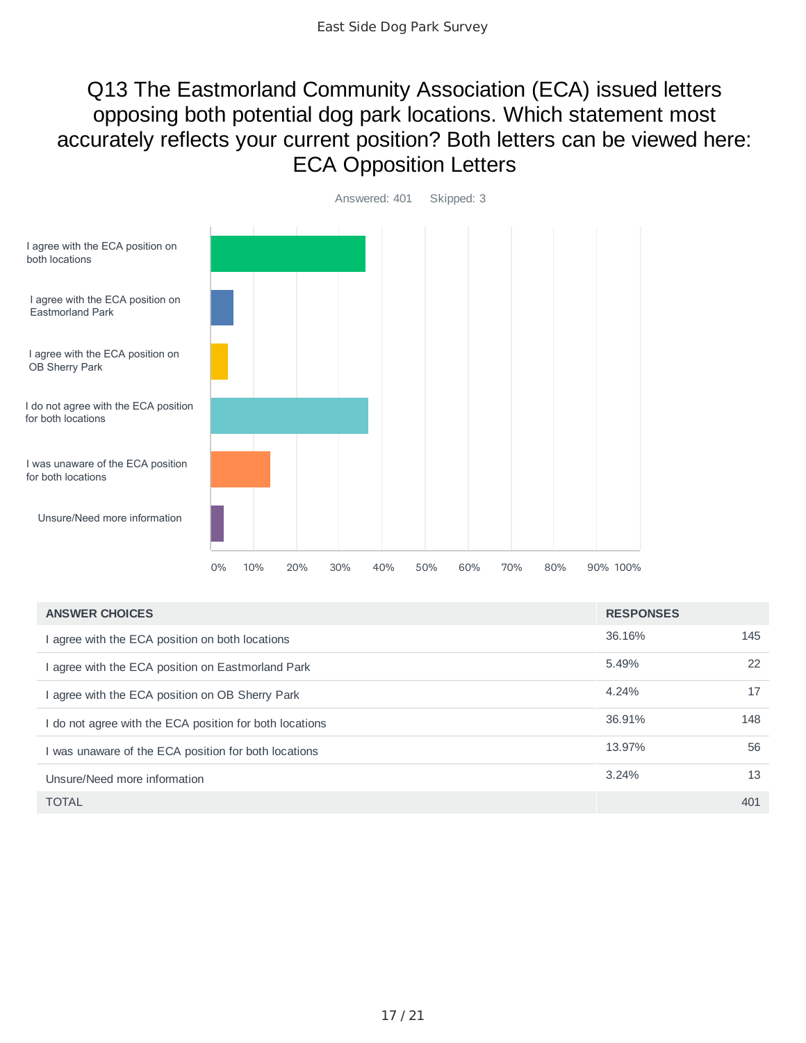## Q13 The Eastmorland Community Association (ECA) issued letters opposing both potential dog park locations. Which statement most accurately reflects your current position? Both letters can be viewed here: ECA Opposition Letters

Answered: 401    Skipped: 3

| ANSWER CHOICES | RESPONSES | |
|---|---|---|
| I agree with the ECA position on both locations | 36.16% | 145 |
| I agree with the ECA position on Eastmorland Park | 5.49% | 22 |
| I agree with the ECA position on OB Sherry Park | 4.24% | 17 |
| I do not agree with the ECA position for both locations | 36.91% | 148 |
| I was unaware of the ECA position for both locations | 13.97% | 56 |
| Unsure/Need more information | 3.24% | 13 |
| TOTAL | | 401 |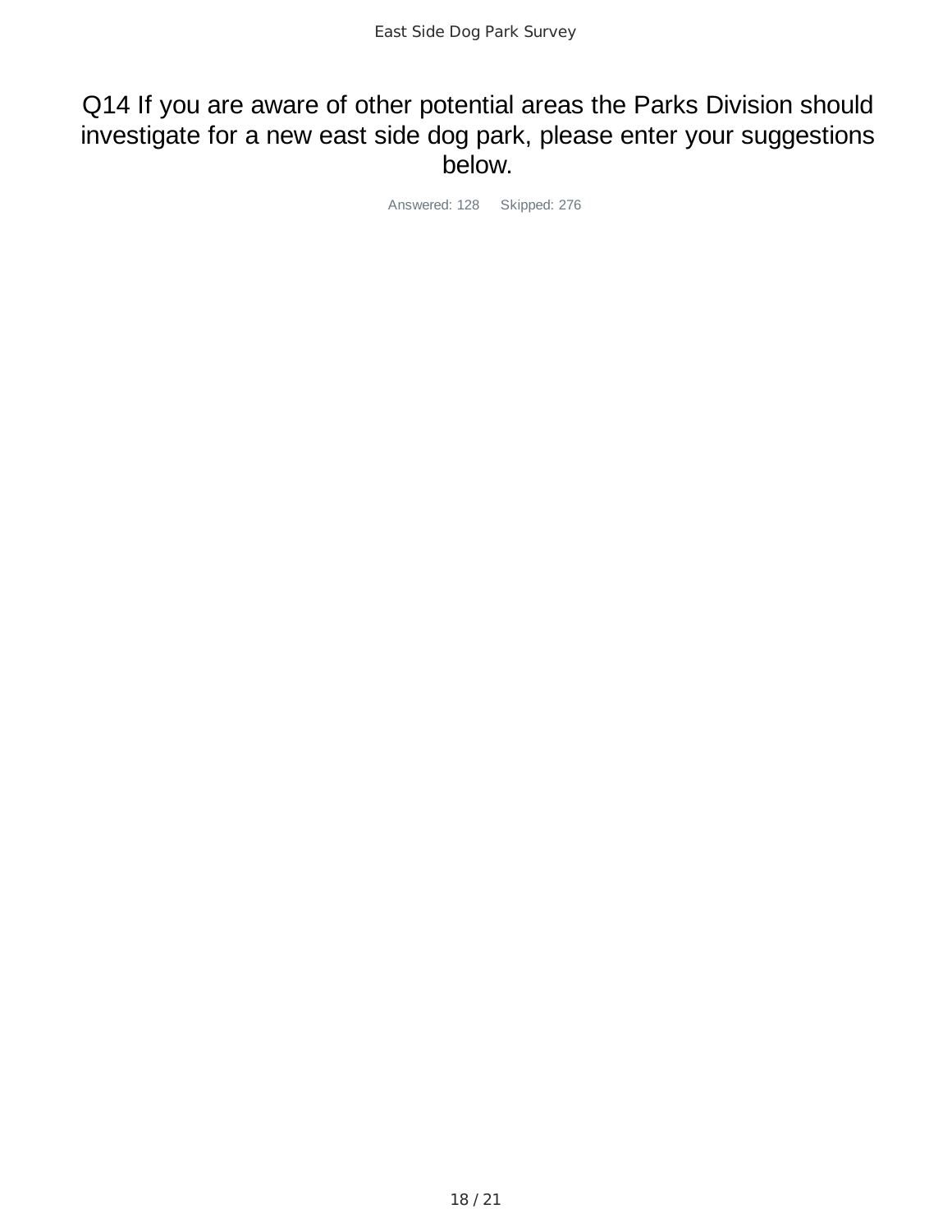## Q14 If you are aware of other potential areas the Parks Division should investigate for a new east side dog park, please enter your suggestions below.

Answered: 128 Skipped: 276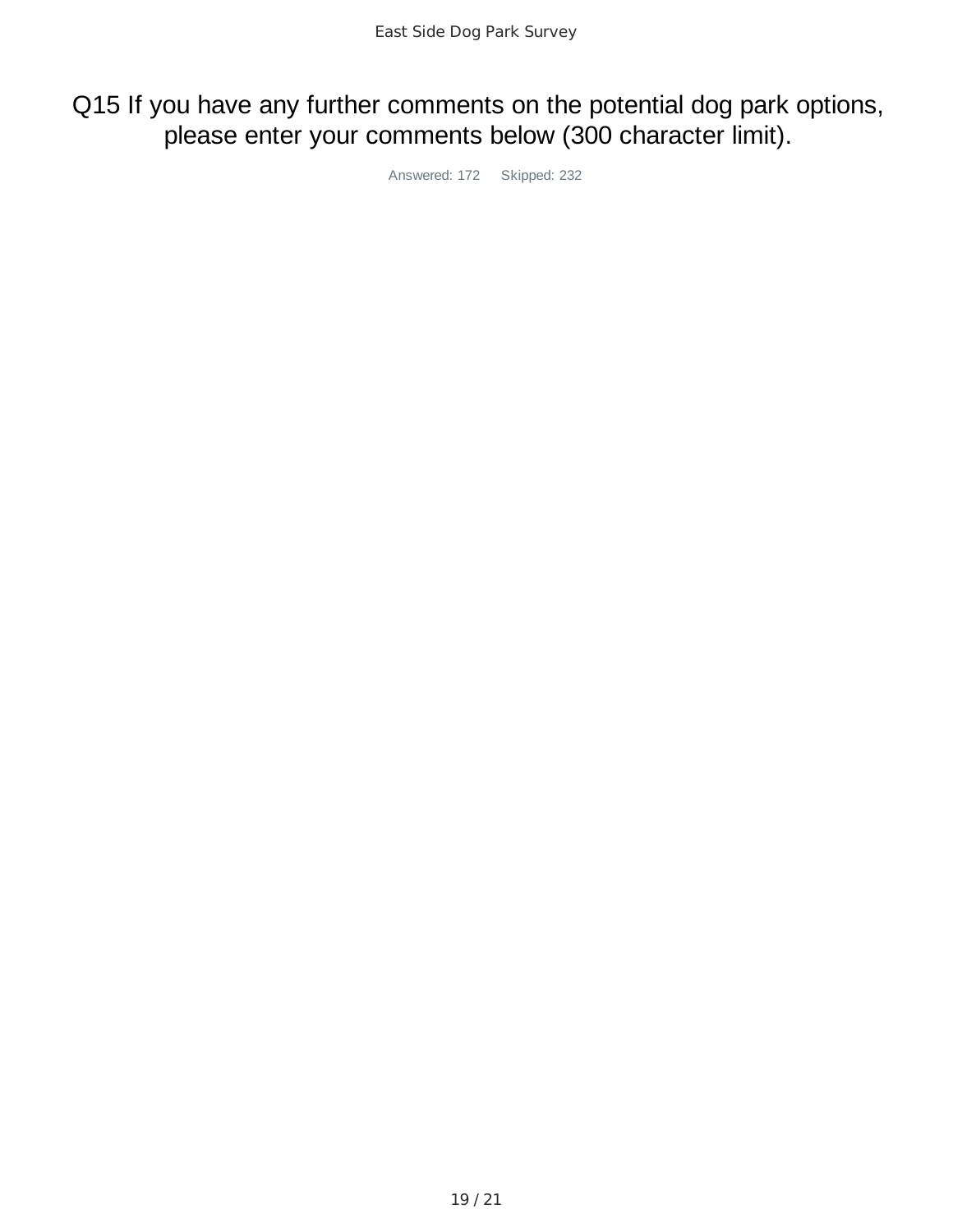# Q15 If you have any further comments on the potential dog park options, please enter your comments below (300 character limit).

Answered: 172 Skipped: 232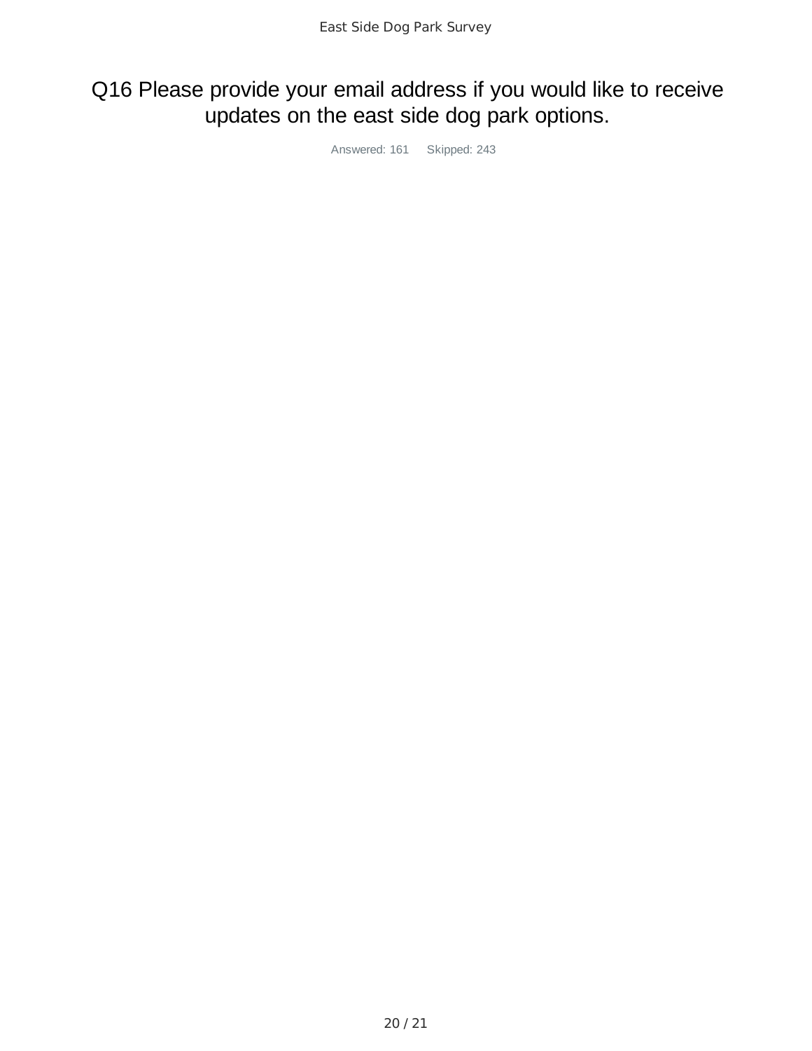# Q16 Please provide your email address if you would like to receive updates on the east side dog park options.

Answered: 161 Skipped: 243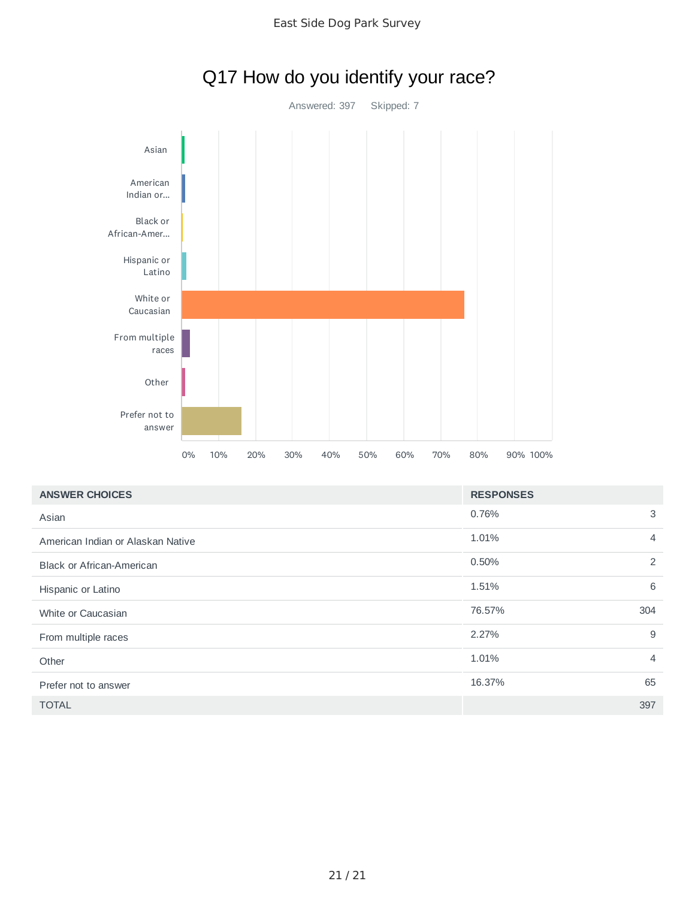# Q17 How do you identify your race?

Answered: 397 Skipped: 7

Asian
American Indian or...
Black or African-Amer...
Hispanic or Latino
White or Caucasian
From multiple races
Other
Prefer not to answer

0% 10% 20% 30% 40% 50% 60% 70% 80% 90% 100%

| ANSWER CHOICES | RESPONSES | |
|---|---|---|
| Asian | 0.76% | 3 |
| American Indian or Alaskan Native | 1.01% | 4 |
| Black or African-American | 0.50% | 2 |
| Hispanic or Latino | 1.51% | 6 |
| White or Caucasian | 76.57% | 304 |
| From multiple races | 2.27% | 9 |
| Other | 1.01% | 4 |
| Prefer not to answer | 16.37% | 65 |
| TOTAL | | 397 |